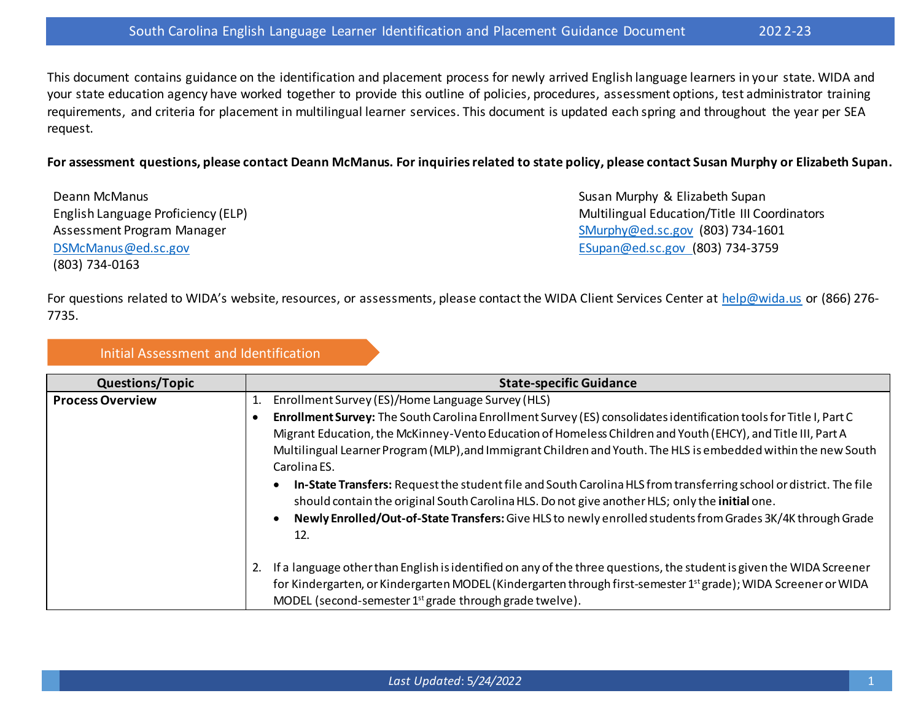This document contains guidance on the identification and placement process for newly arrived English language learners in your state. WIDA and your state education agency have worked together to provide this outline of policies, procedures, assessment options, test administrator training requirements, and criteria for placement in multilingual learner services. This document is updated each spring and throughout the year per SEA request.

**For assessment questions, please contact Deann McManus. For inquiries related to state policy, please contact Susan Murphy or Elizabeth Supan.**

Deann McManus
English Language Proficiency (ELP)
Assessment Program Manager
DSMcManus@ed.sc.gov
(803) 734-0163

Susan Murphy & Elizabeth Supan
Multilingual Education/Title III Coordinators
SMurphy@ed.sc.gov (803) 734-1601
ESupan@ed.sc.gov (803) 734-3759

For questions related to WIDA's website, resources, or assessments, please contact the WIDA Client Services Center at help@wida.us or (866) 276-7735.

## Initial Assessment and Identification

| Questions/Topic | State-specific Guidance |
|---|---|
| **Process Overview** | 1. Enrollment Survey (ES)/Home Language Survey (HLS)<br>• **Enrollment Survey:** The South Carolina Enrollment Survey (ES) consolidates identification tools for Title I, Part C Migrant Education, the McKinney-Vento Education of Homeless Children and Youth (EHCY), and Title III, Part A Multilingual Learner Program (MLP), and Immigrant Children and Youth. The HLS is embedded within the new South Carolina ES.<br>  • **In-State Transfers:** Request the student file and South Carolina HLS from transferring school or district. The file should contain the original South Carolina HLS. Do not give another HLS; only the **initial** one.<br>  • **Newly Enrolled/Out-of-State Transfers:** Give HLS to newly enrolled students from Grades 3K/4K through Grade 12.<br><br>2. If a language other than English is identified on any of the three questions, the student is given the WIDA Screener for Kindergarten, or Kindergarten MODEL (Kindergarten through first-semester 1st grade); WIDA Screener or WIDA MODEL (second-semester 1st grade through grade twelve). |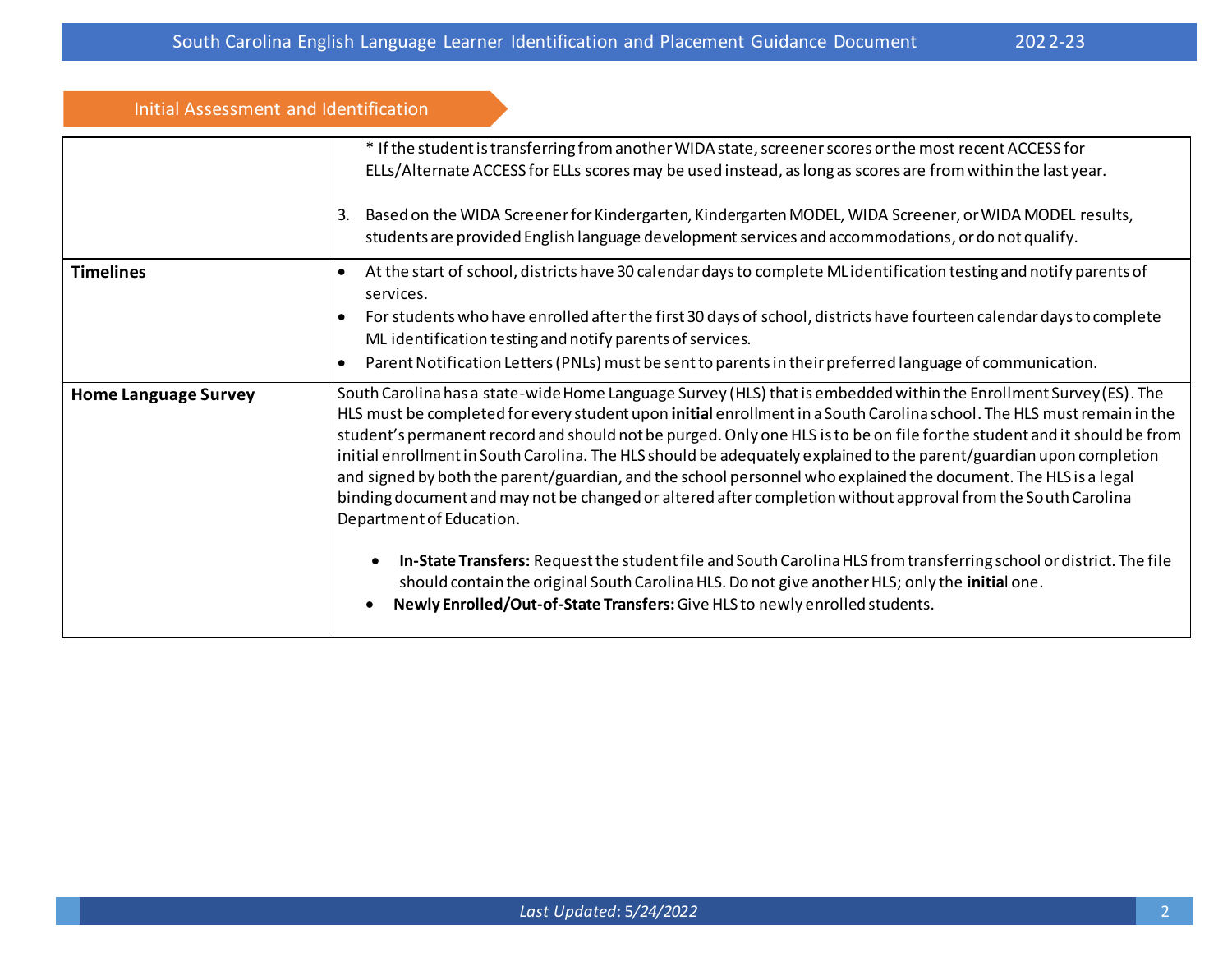## Initial Assessment and Identification

| | |
|---|---|
| | * If the student is transferring from another WIDA state, screener scores or the most recent ACCESS for ELLs/Alternate ACCESS for ELLs scores may be used instead, as long as scores are from within the last year.<br><br>3. Based on the WIDA Screener for Kindergarten, Kindergarten MODEL, WIDA Screener, or WIDA MODEL results, students are provided English language development services and accommodations, or do not qualify. |
| **Timelines** | • At the start of school, districts have 30 calendar days to complete ML identification testing and notify parents of services.<br>• For students who have enrolled after the first 30 days of school, districts have fourteen calendar days to complete ML identification testing and notify parents of services.<br>• Parent Notification Letters (PNLs) must be sent to parents in their preferred language of communication. |
| **Home Language Survey** | South Carolina has a state-wide Home Language Survey (HLS) that is embedded within the Enrollment Survey (ES). The HLS must be completed for every student upon **initial** enrollment in a South Carolina school. The HLS must remain in the student's permanent record and should not be purged. Only one HLS is to be on file for the student and it should be from initial enrollment in South Carolina. The HLS should be adequately explained to the parent/guardian upon completion and signed by both the parent/guardian, and the school personnel who explained the document. The HLS is a legal binding document and may not be changed or altered after completion without approval from the South Carolina Department of Education.<br><br>• **In-State Transfers:** Request the student file and South Carolina HLS from transferring school or district. The file should contain the original South Carolina HLS. Do not give another HLS; only the **initia**l one.<br>• **Newly Enrolled/Out-of-State Transfers:** Give HLS to newly enrolled students. |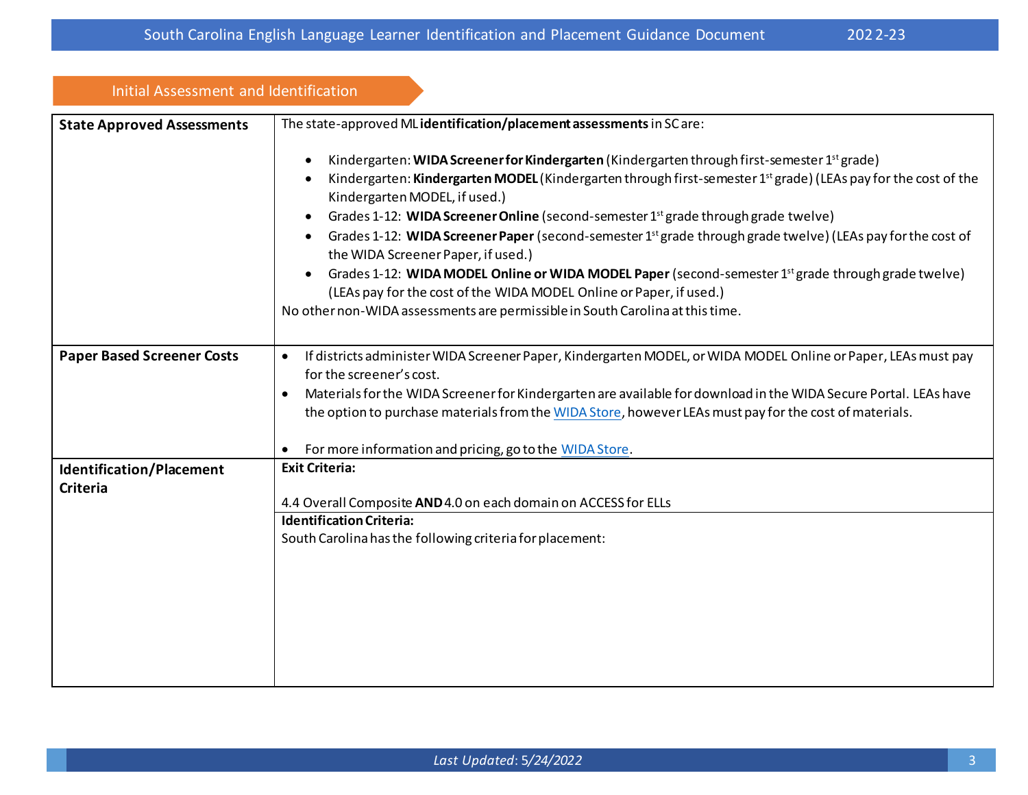## Initial Assessment and Identification

| | |
|---|---|
| **State Approved Assessments** | The state-approved ML **identification/placement assessments** in SC are:<br><br>• Kindergarten: **WIDA Screener for Kindergarten** (Kindergarten through first-semester 1st grade)<br>• Kindergarten: **Kindergarten MODEL** (Kindergarten through first-semester 1st grade) (LEAs pay for the cost of the Kindergarten MODEL, if used.)<br>• Grades 1-12: **WIDA Screener Online** (second-semester 1st grade through grade twelve)<br>• Grades 1-12: **WIDA Screener Paper** (second-semester 1st grade through grade twelve) (LEAs pay for the cost of the WIDA Screener Paper, if used.)<br>• Grades 1-12: **WIDA MODEL Online or WIDA MODEL Paper** (second-semester 1st grade through grade twelve) (LEAs pay for the cost of the WIDA MODEL Online or Paper, if used.)<br><br>No other non-WIDA assessments are permissible in South Carolina at this time. |
| **Paper Based Screener Costs** | • If districts administer WIDA Screener Paper, Kindergarten MODEL, or WIDA MODEL Online or Paper, LEAs must pay for the screener's cost.<br>• Materials for the WIDA Screener for Kindergarten are available for download in the WIDA Secure Portal. LEAs have the option to purchase materials from the WIDA Store, however LEAs must pay for the cost of materials.<br><br>• For more information and pricing, go to the WIDA Store. |
| **Identification/Placement Criteria** | **Exit Criteria:**<br><br>4.4 Overall Composite **AND** 4.0 on each domain on ACCESS for ELLs |
| | **Identification Criteria:**<br>South Carolina has the following criteria for placement: |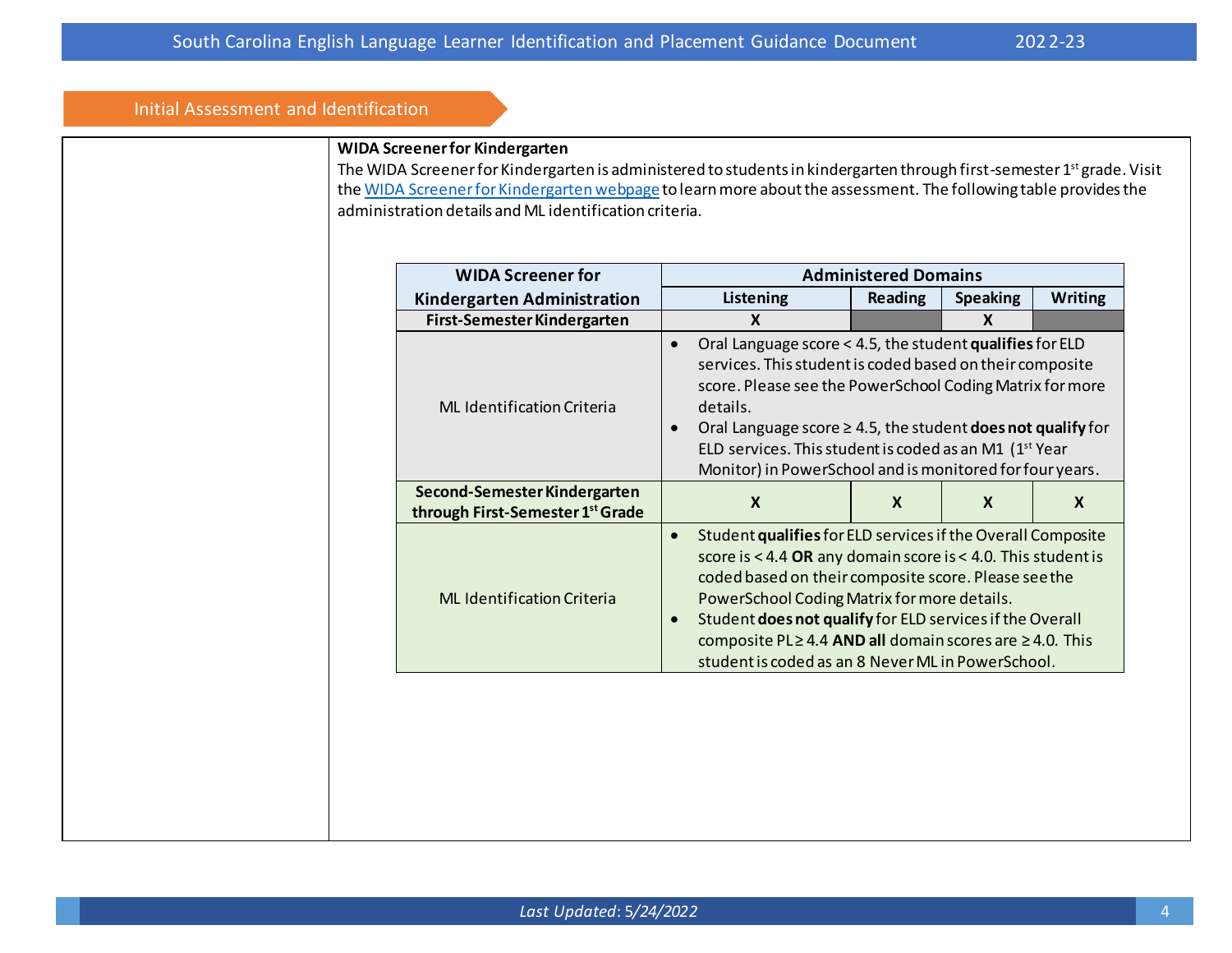## Initial Assessment and Identification

**WIDA Screener for Kindergarten**

The WIDA Screener for Kindergarten is administered to students in kindergarten through first-semester 1st grade. Visit the [WIDA Screener for Kindergarten webpage](WIDA Screener for Kindergarten webpage) to learn more about the assessment. The following table provides the administration details and ML identification criteria.

| WIDA Screener for Kindergarten Administration | Administered Domains | | | |
|---|---|---|---|---|
| | Listening | Reading | Speaking | Writing |
| **First-Semester Kindergarten** | X | | X | |
| ML Identification Criteria | • Oral Language score < 4.5, the student **qualifies** for ELD services. This student is coded based on their composite score. Please see the PowerSchool Coding Matrix for more details.<br>• Oral Language score ≥ 4.5, the student **does not qualify** for ELD services. This student is coded as an M1 (1st Year Monitor) in PowerSchool and is monitored for four years. | | | |
| **Second-Semester Kindergarten through First-Semester 1st Grade** | X | X | X | X |
| ML Identification Criteria | • Student **qualifies** for ELD services if the Overall Composite score is < 4.4 **OR** any domain score is < 4.0. This student is coded based on their composite score. Please see the PowerSchool Coding Matrix for more details.<br>• Student **does not qualify** for ELD services if the Overall composite PL ≥ 4.4 **AND all** domain scores are ≥ 4.0. This student is coded as an 8 Never ML in PowerSchool. | | | |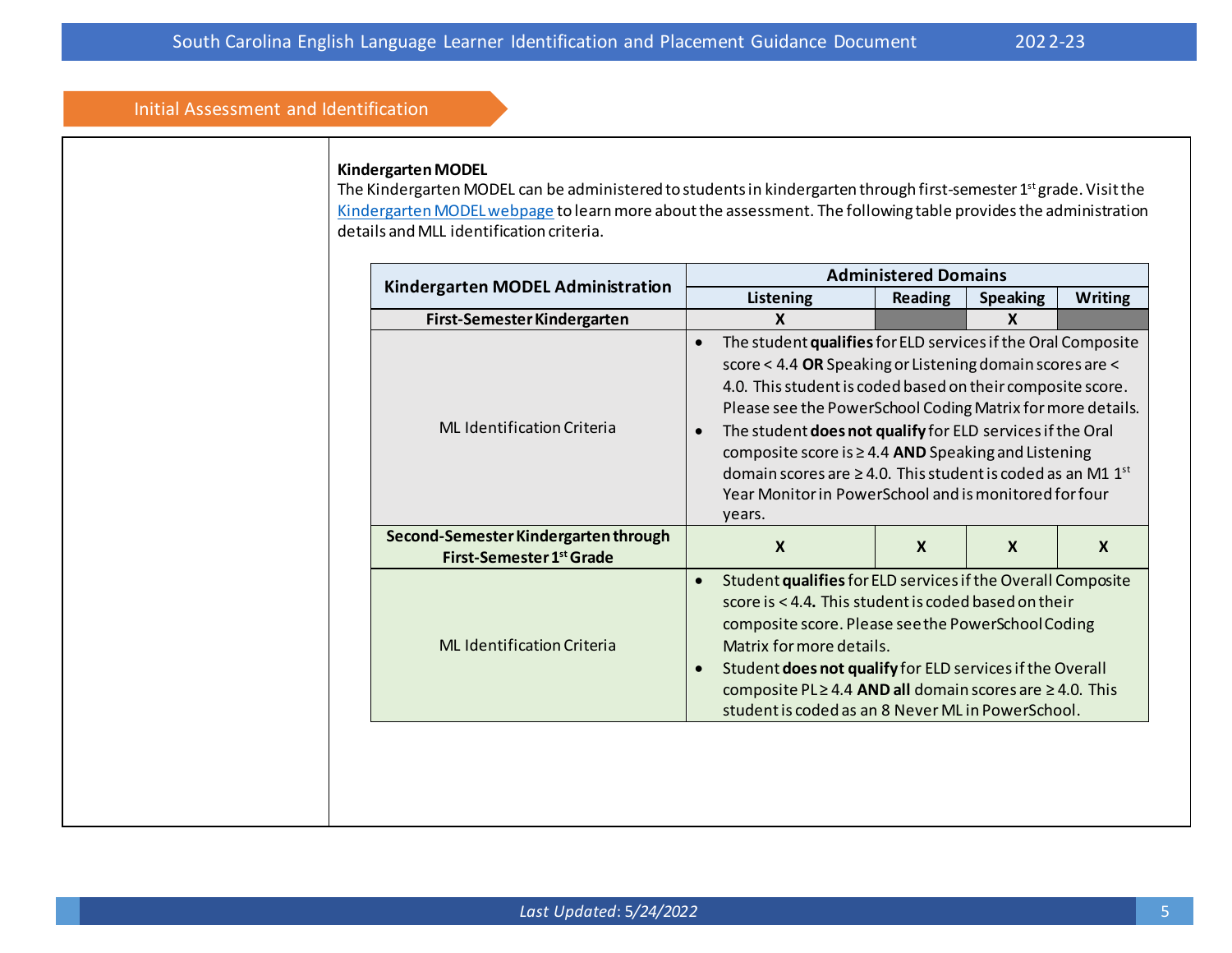## Initial Assessment and Identification

**Kindergarten MODEL**

The Kindergarten MODEL can be administered to students in kindergarten through first-semester 1st grade. Visit the Kindergarten MODEL webpage to learn more about the assessment. The following table provides the administration details and MLL identification criteria.

| Kindergarten MODEL Administration | Administered Domains | | | |
|---|---|---|---|---|
| | Listening | Reading | Speaking | Writing |
| **First-Semester Kindergarten** | X | | X | |
| ML Identification Criteria | • The student **qualifies** for ELD services if the Oral Composite score < 4.4 **OR** Speaking or Listening domain scores are < 4.0. This student is coded based on their composite score. Please see the PowerSchool Coding Matrix for more details.<br>• The student **does not qualify** for ELD services if the Oral composite score is ≥ 4.4 **AND** Speaking and Listening domain scores are ≥ 4.0. This student is coded as an M1 1st Year Monitor in PowerSchool and is monitored for four years. | | | |
| **Second-Semester Kindergarten through First-Semester 1st Grade** | X | X | X | X |
| ML Identification Criteria | • Student **qualifies** for ELD services if the Overall Composite score is < 4.4**.** This student is coded based on their composite score. Please see the PowerSchool Coding Matrix for more details.<br>• Student **does not qualify** for ELD services if the Overall composite PL ≥ 4.4 **AND all** domain scores are ≥ 4.0. This student is coded as an 8 Never ML in PowerSchool. | | | |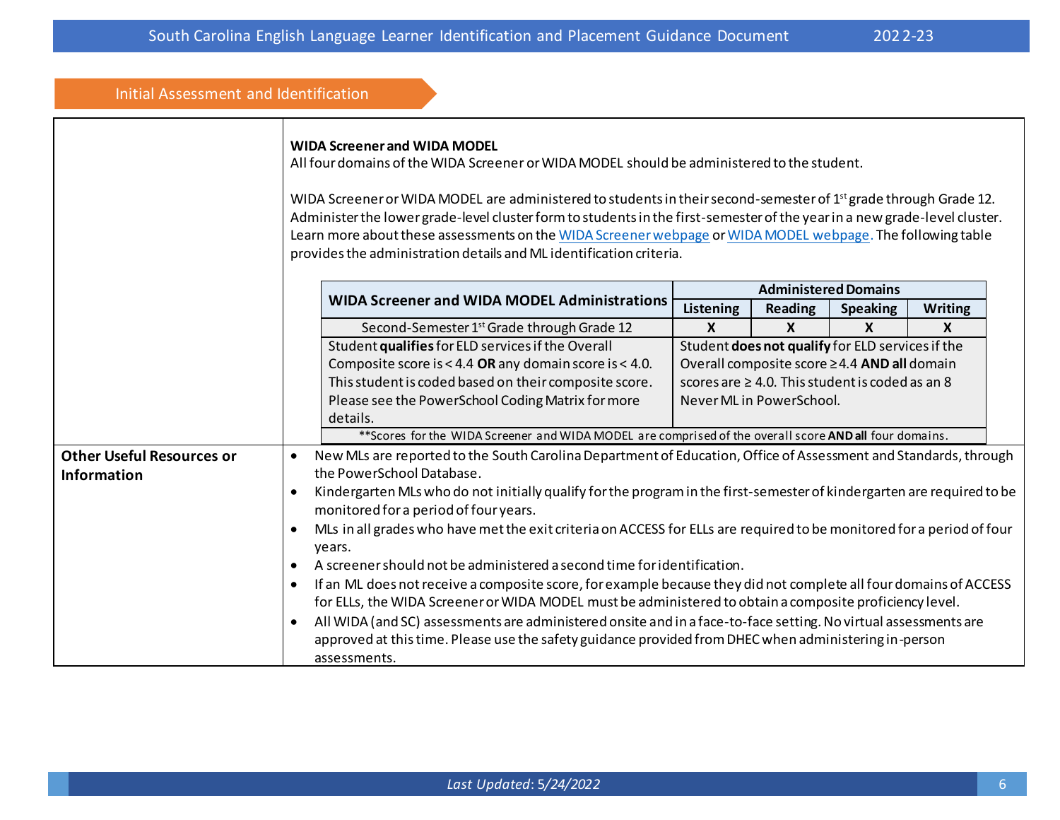## Initial Assessment and Identification

| | |
|---|---|
| | **WIDA Screener and WIDA MODEL**<br>All four domains of the WIDA Screener or WIDA MODEL should be administered to the student.<br><br>WIDA Screener or WIDA MODEL are administered to students in their second-semester of 1st grade through Grade 12. Administer the lower grade-level cluster form to students in the first-semester of the year in a new grade-level cluster. Learn more about these assessments on the WIDA Screener webpage or WIDA MODEL webpage. The following table provides the administration details and ML identification criteria. |

| WIDA Screener and WIDA MODEL Administrations | Administered Domains | | | |
|---|---|---|---|---|
| | Listening | Reading | Speaking | Writing |
| Second-Semester 1st Grade through Grade 12 | X | X | X | X |
| Student **qualifies** for ELD services if the Overall Composite score is < 4.4 **OR** any domain score is < 4.0. This student is coded based on their composite score. Please see the PowerSchool Coding Matrix for more details. | Student **does not qualify** for ELD services if the Overall composite score ≥ 4.4 **AND all** domain scores are ≥ 4.0. This student is coded as an 8 Never ML in PowerSchool. | | | |
| **Scores for the WIDA Screener and WIDA MODEL are comprised of the overall score **AND all** four domains. | | | | |

| | |
|---|---|
| **Other Useful Resources or Information** | • New MLs are reported to the South Carolina Department of Education, Office of Assessment and Standards, through the PowerSchool Database.<br>• Kindergarten MLs who do not initially qualify for the program in the first-semester of kindergarten are required to be monitored for a period of four years.<br>• MLs in all grades who have met the exit criteria on ACCESS for ELLs are required to be monitored for a period of four years.<br>• A screener should not be administered a second time for identification.<br>• If an ML does not receive a composite score, for example because they did not complete all four domains of ACCESS for ELLs, the WIDA Screener or WIDA MODEL must be administered to obtain a composite proficiency level.<br>• All WIDA (and SC) assessments are administered onsite and in a face-to-face setting. No virtual assessments are approved at this time. Please use the safety guidance provided from DHEC when administering in-person assessments. |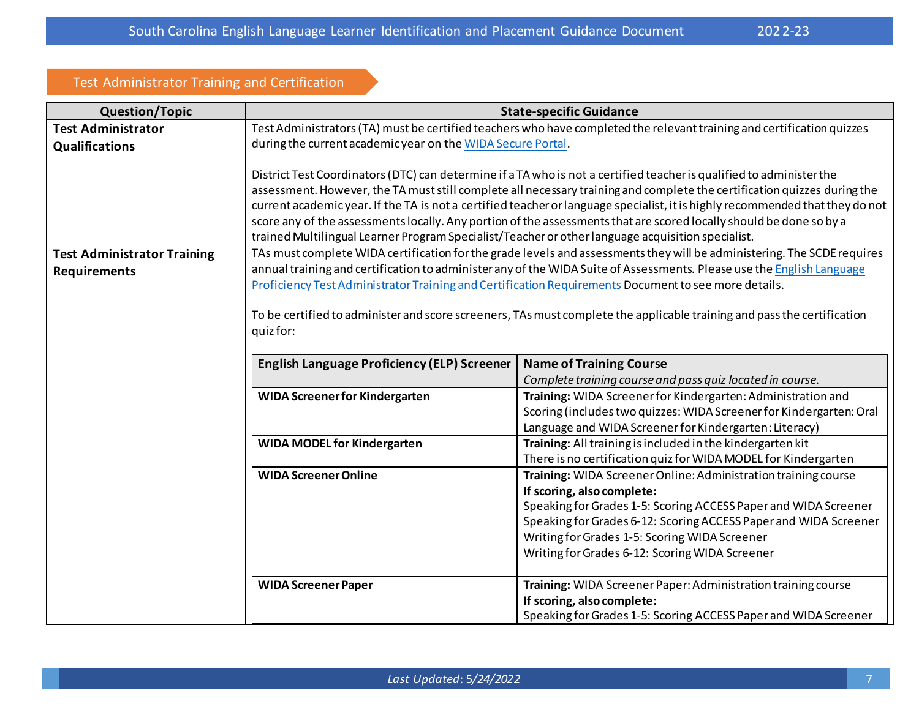## Test Administrator Training and Certification

| Question/Topic | State-specific Guidance |
|---|---|
| **Test Administrator Qualifications** | Test Administrators (TA) must be certified teachers who have completed the relevant training and certification quizzes during the current academic year on the [WIDA Secure Portal](). <br><br> District Test Coordinators (DTC) can determine if a TA who is not a certified teacher is qualified to administer the assessment. However, the TA must still complete all necessary training and complete the certification quizzes during the current academic year. If the TA is not a certified teacher or language specialist, it is highly recommended that they do not score any of the assessments locally. Any portion of the assessments that are scored locally should be done so by a trained Multilingual Learner Program Specialist/Teacher or other language acquisition specialist. |
| **Test Administrator Training Requirements** | TAs must complete WIDA certification for the grade levels and assessments they will be administering. The SCDE requires annual training and certification to administer any of the WIDA Suite of Assessments. Please use the [English Language Proficiency Test Administrator Training and Certification Requirements]() Document to see more details. <br><br> To be certified to administer and score screeners, TAs must complete the applicable training and pass the certification quiz for: |

| English Language Proficiency (ELP) Screener | Name of Training Course<br>*Complete training course and pass quiz located in course.* |
|---|---|
| **WIDA Screener for Kindergarten** | **Training:** WIDA Screener for Kindergarten: Administration and Scoring (includes two quizzes: WIDA Screener for Kindergarten: Oral Language and WIDA Screener for Kindergarten: Literacy) |
| **WIDA MODEL for Kindergarten** | **Training:** All training is included in the kindergarten kit<br>There is no certification quiz for WIDA MODEL for Kindergarten |
| **WIDA Screener Online** | **Training:** WIDA Screener Online: Administration training course<br>**If scoring, also complete:**<br>Speaking for Grades 1-5: Scoring ACCESS Paper and WIDA Screener<br>Speaking for Grades 6-12: Scoring ACCESS Paper and WIDA Screener<br>Writing for Grades 1-5: Scoring WIDA Screener<br>Writing for Grades 6-12: Scoring WIDA Screener |
| **WIDA Screener Paper** | **Training:** WIDA Screener Paper: Administration training course<br>**If scoring, also complete:**<br>Speaking for Grades 1-5: Scoring ACCESS Paper and WIDA Screener |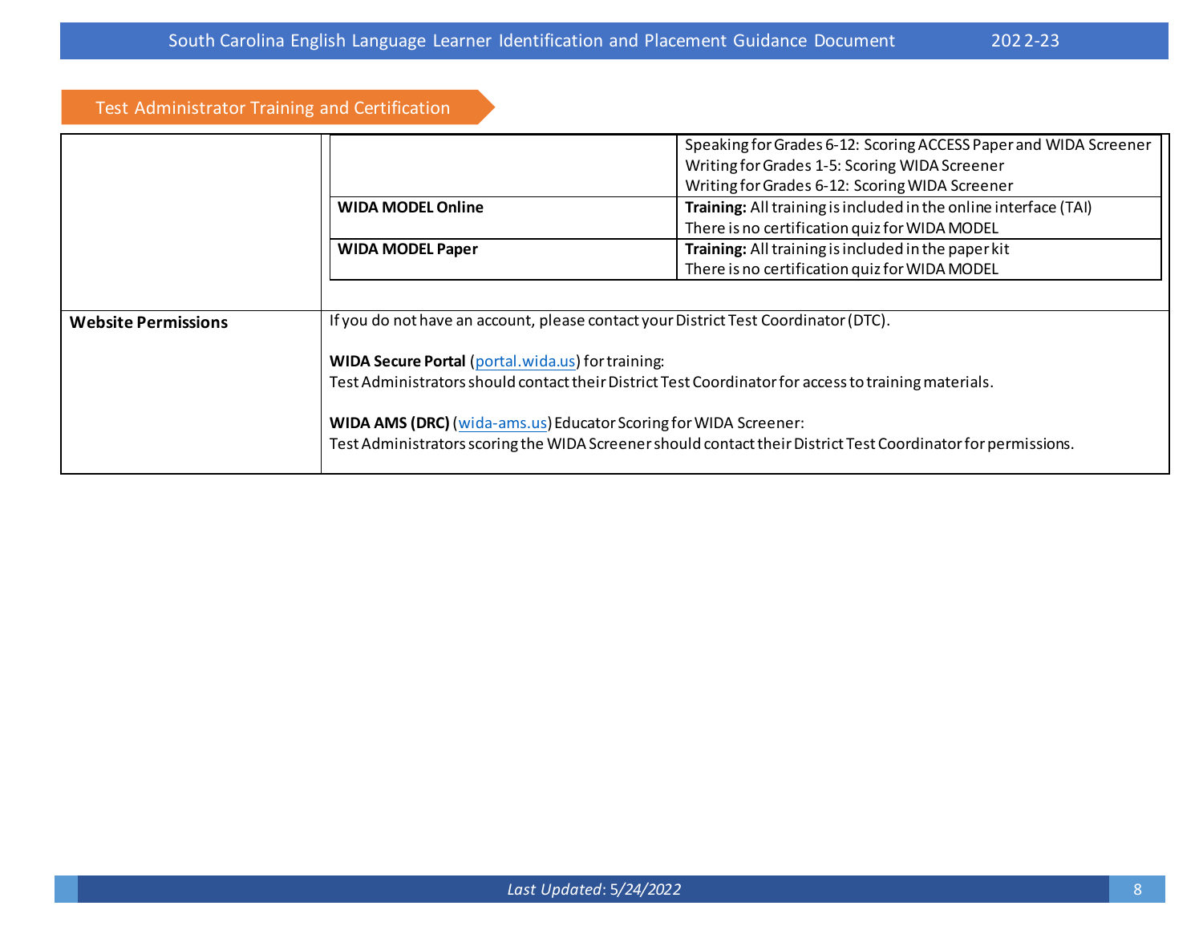## Test Administrator Training and Certification

| | | |
|---|---|---|
| | | Speaking for Grades 6-12: Scoring ACCESS Paper and WIDA Screener<br>Writing for Grades 1-5: Scoring WIDA Screener<br>Writing for Grades 6-12: Scoring WIDA Screener |
| | **WIDA MODEL Online** | **Training:** All training is included in the online interface (TAI)<br>There is no certification quiz for WIDA MODEL |
| | **WIDA MODEL Paper** | **Training:** All training is included in the paper kit<br>There is no certification quiz for WIDA MODEL |
| **Website Permissions** | If you do not have an account, please contact your District Test Coordinator (DTC).<br><br>**WIDA Secure Portal** (portal.wida.us) for training:<br>Test Administrators should contact their District Test Coordinator for access to training materials.<br><br>**WIDA AMS (DRC)** (wida-ams.us) Educator Scoring for WIDA Screener:<br>Test Administrators scoring the WIDA Screener should contact their District Test Coordinator for permissions. | |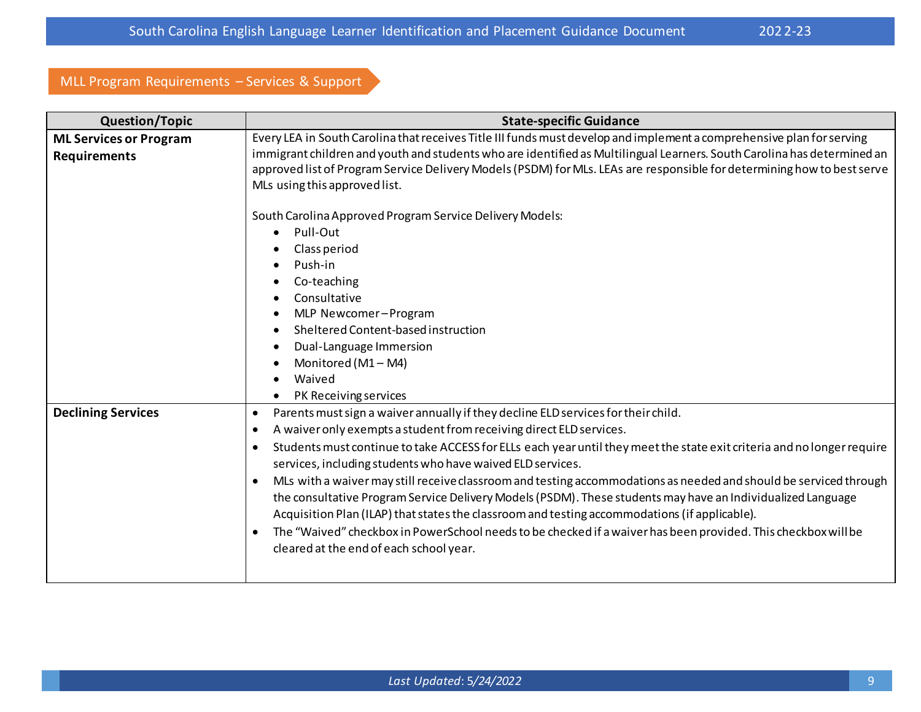## MLL Program Requirements – Services & Support

| Question/Topic | State-specific Guidance |
|---|---|
| **ML Services or Program Requirements** | Every LEA in South Carolina that receives Title III funds must develop and implement a comprehensive plan for serving immigrant children and youth and students who are identified as Multilingual Learners. South Carolina has determined an approved list of Program Service Delivery Models (PSDM) for MLs. LEAs are responsible for determining how to best serve MLs using this approved list.<br><br>South Carolina Approved Program Service Delivery Models:<br>• Pull-Out<br>• Class period<br>• Push-in<br>• Co-teaching<br>• Consultative<br>• MLP Newcomer – Program<br>• Sheltered Content-based instruction<br>• Dual-Language Immersion<br>• Monitored (M1 – M4)<br>• Waived<br>• PK Receiving services |
| **Declining Services** | • Parents must sign a waiver annually if they decline ELD services for their child.<br>• A waiver only exempts a student from receiving direct ELD services.<br>• Students must continue to take ACCESS for ELLs each year until they meet the state exit criteria and no longer require services, including students who have waived ELD services.<br>• MLs with a waiver may still receive classroom and testing accommodations as needed and should be serviced through the consultative Program Service Delivery Models (PSDM). These students may have an Individualized Language Acquisition Plan (ILAP) that states the classroom and testing accommodations (if applicable).<br>• The "Waived" checkbox in PowerSchool needs to be checked if a waiver has been provided. This checkbox will be cleared at the end of each school year. |